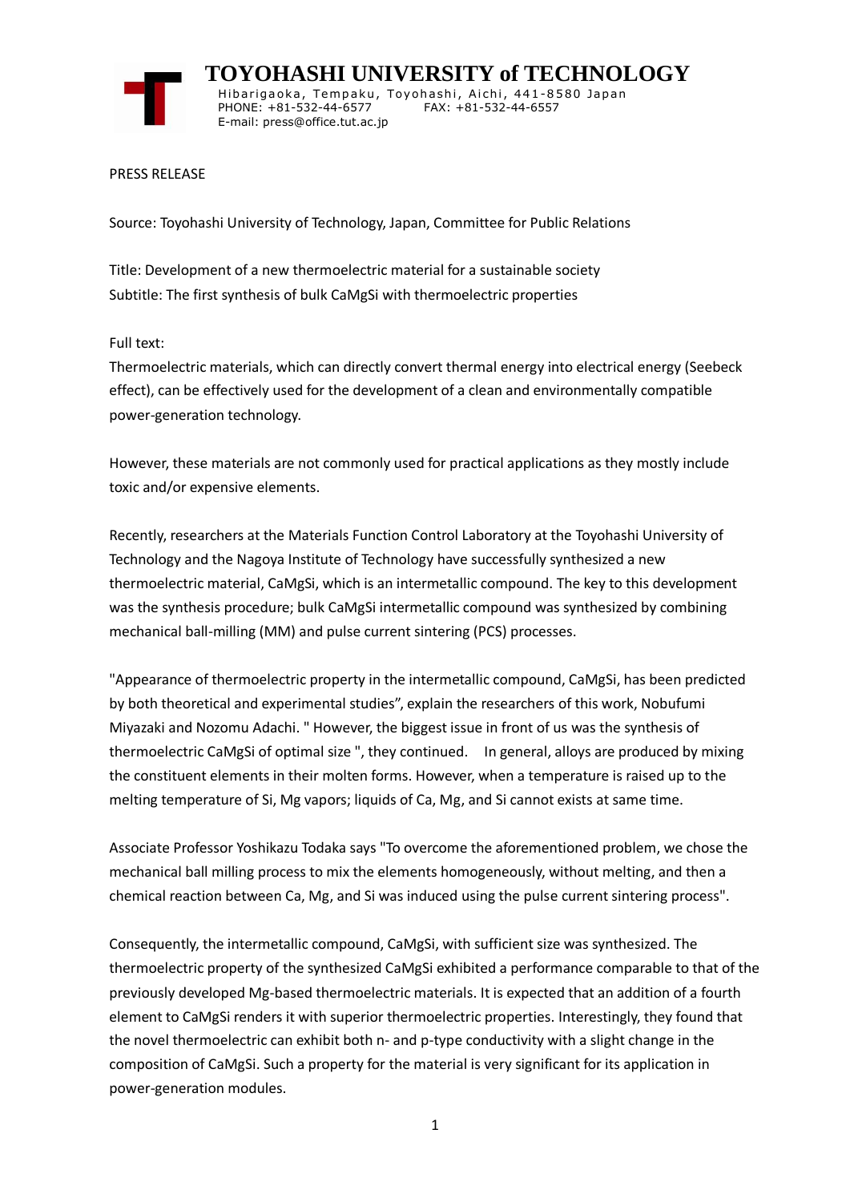# TOYOHASHI UNIVERSITY of TECHNOLOGY

Hibarigaoka, Tempaku, Toyohashi, Aichi, 441-8580 Japan
PHONE: +81-532-44-6577 FAX: +81-532-44-6557
E-mail: press@office.tut.ac.jp

PRESS RELEASE

Source: Toyohashi University of Technology, Japan, Committee for Public Relations

Title: Development of a new thermoelectric material for a sustainable society
Subtitle: The first synthesis of bulk CaMgSi with thermoelectric properties

Full text:
Thermoelectric materials, which can directly convert thermal energy into electrical energy (Seebeck effect), can be effectively used for the development of a clean and environmentally compatible power-generation technology.

However, these materials are not commonly used for practical applications as they mostly include toxic and/or expensive elements.

Recently, researchers at the Materials Function Control Laboratory at the Toyohashi University of Technology and the Nagoya Institute of Technology have successfully synthesized a new thermoelectric material, CaMgSi, which is an intermetallic compound. The key to this development was the synthesis procedure; bulk CaMgSi intermetallic compound was synthesized by combining mechanical ball-milling (MM) and pulse current sintering (PCS) processes.

"Appearance of thermoelectric property in the intermetallic compound, CaMgSi, has been predicted by both theoretical and experimental studies", explain the researchers of this work, Nobufumi Miyazaki and Nozomu Adachi. " However, the biggest issue in front of us was the synthesis of thermoelectric CaMgSi of optimal size ", they continued. In general, alloys are produced by mixing the constituent elements in their molten forms. However, when a temperature is raised up to the melting temperature of Si, Mg vapors; liquids of Ca, Mg, and Si cannot exists at same time.

Associate Professor Yoshikazu Todaka says "To overcome the aforementioned problem, we chose the mechanical ball milling process to mix the elements homogeneously, without melting, and then a chemical reaction between Ca, Mg, and Si was induced using the pulse current sintering process".

Consequently, the intermetallic compound, CaMgSi, with sufficient size was synthesized. The thermoelectric property of the synthesized CaMgSi exhibited a performance comparable to that of the previously developed Mg-based thermoelectric materials. It is expected that an addition of a fourth element to CaMgSi renders it with superior thermoelectric properties. Interestingly, they found that the novel thermoelectric can exhibit both n- and p-type conductivity with a slight change in the composition of CaMgSi. Such a property for the material is very significant for its application in power-generation modules.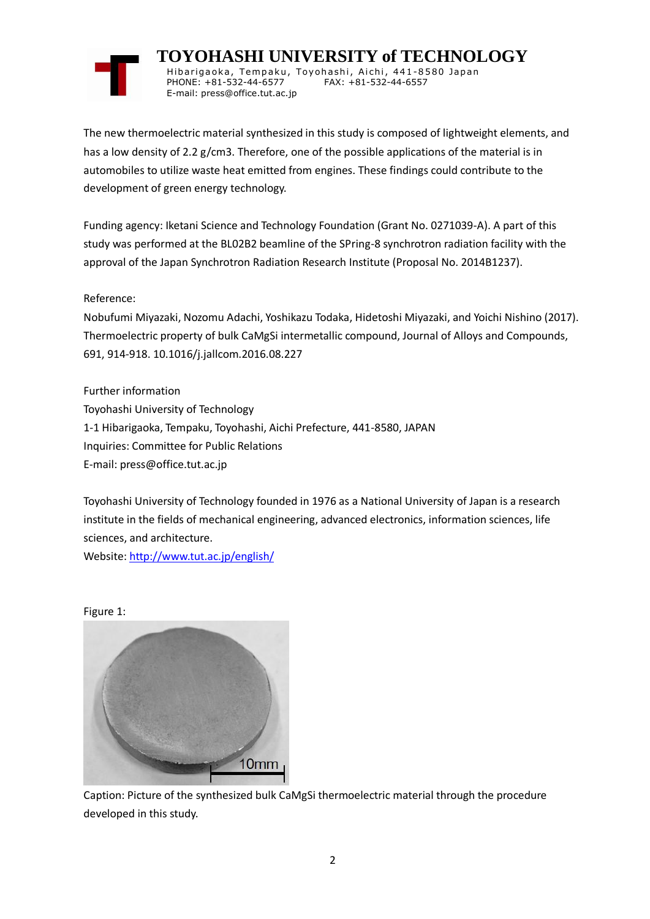The new thermoelectric material synthesized in this study is composed of lightweight elements, and has a low density of 2.2 g/cm3. Therefore, one of the possible applications of the material is in automobiles to utilize waste heat emitted from engines. These findings could contribute to the development of green energy technology.

Funding agency: Iketani Science and Technology Foundation (Grant No. 0271039-A). A part of this study was performed at the BL02B2 beamline of the SPring-8 synchrotron radiation facility with the approval of the Japan Synchrotron Radiation Research Institute (Proposal No. 2014B1237).

Reference:
Nobufumi Miyazaki, Nozomu Adachi, Yoshikazu Todaka, Hidetoshi Miyazaki, and Yoichi Nishino (2017). Thermoelectric property of bulk CaMgSi intermetallic compound, Journal of Alloys and Compounds, 691, 914-918. 10.1016/j.jallcom.2016.08.227

Further information
Toyohashi University of Technology
1-1 Hibarigaoka, Tempaku, Toyohashi, Aichi Prefecture, 441-8580, JAPAN
Inquiries: Committee for Public Relations
E-mail: press@office.tut.ac.jp

Toyohashi University of Technology founded in 1976 as a National University of Japan is a research institute in the fields of mechanical engineering, advanced electronics, information sciences, life sciences, and architecture.
Website: http://www.tut.ac.jp/english/

Figure 1:

Caption: Picture of the synthesized bulk CaMgSi thermoelectric material through the procedure developed in this study.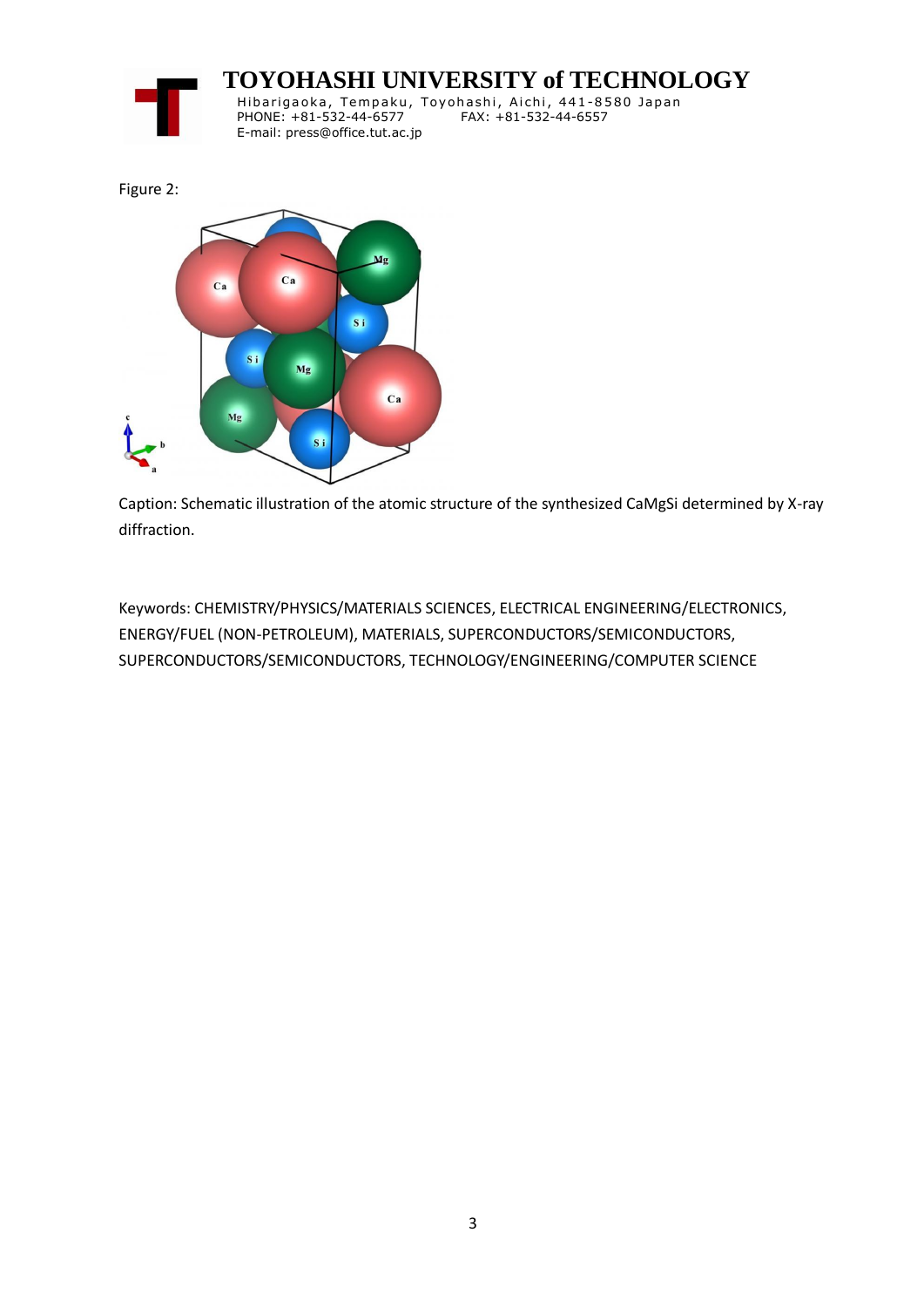Figure 2:

Caption: Schematic illustration of the atomic structure of the synthesized CaMgSi determined by X-ray diffraction.

Keywords: CHEMISTRY/PHYSICS/MATERIALS SCIENCES, ELECTRICAL ENGINEERING/ELECTRONICS, ENERGY/FUEL (NON-PETROLEUM), MATERIALS, SUPERCONDUCTORS/SEMICONDUCTORS, SUPERCONDUCTORS/SEMICONDUCTORS, TECHNOLOGY/ENGINEERING/COMPUTER SCIENCE